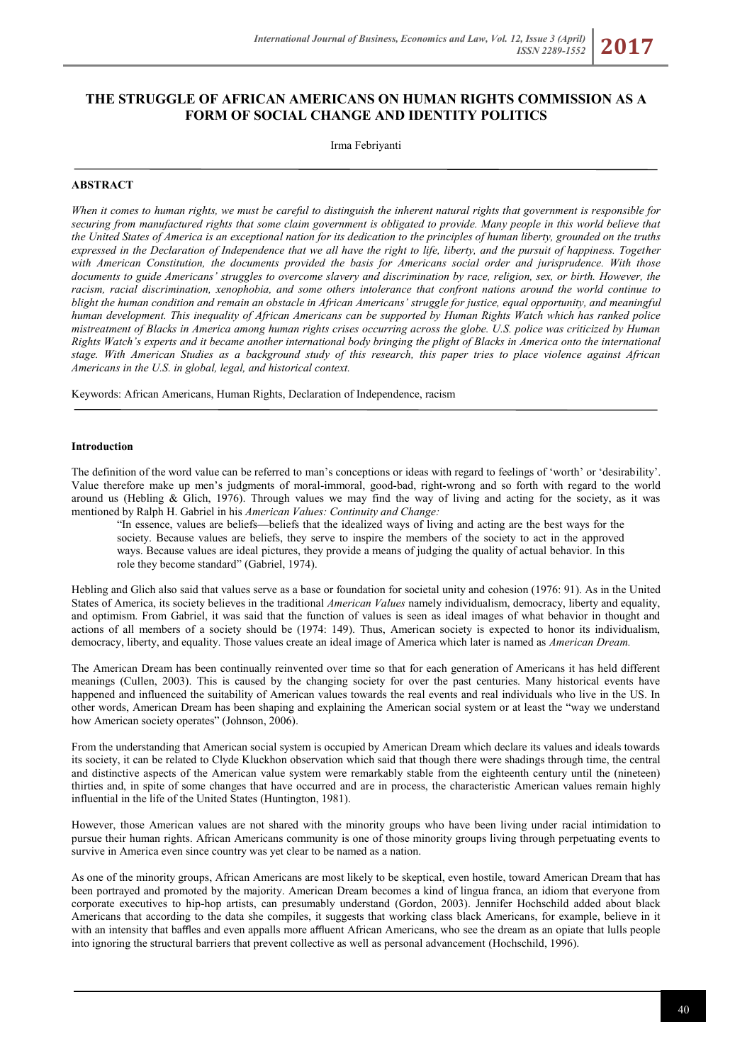# THE STRUGGLE OF AFRICAN AMERICANS ON HUMAN RIGHTS COMMISSION AS A FORM OF SOCIAL CHANGE AND IDENTITY POLITICS

Irma Febriyanti

## ABSTRACT

*When it comes to human rights, we must be careful to distinguish the inherent natural rights that government is responsible for securing from manufactured rights that some claim government is obligated to provide. Many people in this world believe that the United States of America is an exceptional nation for its dedication to the principles of human liberty, grounded on the truths expressed in the Declaration of Independence that we all have the right to life, liberty, and the pursuit of happiness. Together with American Constitution, the documents provided the basis for Americans social order and jurisprudence. With those documents to guide Americans' struggles to overcome slavery and discrimination by race, religion, sex, or birth. However, the racism, racial discrimination, xenophobia, and some others intolerance that confront nations around the world continue to blight the human condition and remain an obstacle in African Americans' struggle for justice, equal opportunity, and meaningful human development. This inequality of African Americans can be supported by Human Rights Watch which has ranked police mistreatment of Blacks in America among human rights crises occurring across the globe. U.S. police was criticized by Human Rights Watch's experts and it became another international body bringing the plight of Blacks in America onto the international stage. With American Studies as a background study of this research, this paper tries to place violence against African Americans in the U.S. in global, legal, and historical context.*

Keywords: African Americans, Human Rights, Declaration of Independence, racism

## Introduction

The definition of the word value can be referred to man's conceptions or ideas with regard to feelings of 'worth' or 'desirability'. Value therefore make up men's judgments of moral-immoral, good-bad, right-wrong and so forth with regard to the world around us (Hebling & Glich, 1976). Through values we may find the way of living and acting for the society, as it was mentioned by Ralph H. Gabriel in his *American Values: Continuity and Change:*

> "In essence, values are beliefs—beliefs that the idealized ways of living and acting are the best ways for the society. Because values are beliefs, they serve to inspire the members of the society to act in the approved ways. Because values are ideal pictures, they provide a means of judging the quality of actual behavior. In this role they become standard" (Gabriel, 1974).

Hebling and Glich also said that values serve as a base or foundation for societal unity and cohesion (1976: 91). As in the United States of America, its society believes in the traditional *American Values* namely individualism, democracy, liberty and equality, and optimism. From Gabriel, it was said that the function of values is seen as ideal images of what behavior in thought and actions of all members of a society should be (1974: 149). Thus, American society is expected to honor its individualism, democracy, liberty, and equality. Those values create an ideal image of America which later is named as *American Dream.*

The American Dream has been continually reinvented over time so that for each generation of Americans it has held different meanings (Cullen, 2003). This is caused by the changing society for over the past centuries. Many historical events have happened and influenced the suitability of American values towards the real events and real individuals who live in the US. In other words, American Dream has been shaping and explaining the American social system or at least the "way we understand how American society operates" (Johnson, 2006).

From the understanding that American social system is occupied by American Dream which declare its values and ideals towards its society, it can be related to Clyde Kluckhon observation which said that though there were shadings through time, the central and distinctive aspects of the American value system were remarkably stable from the eighteenth century until the (nineteen) thirties and, in spite of some changes that have occurred and are in process, the characteristic American values remain highly influential in the life of the United States (Huntington, 1981).

However, those American values are not shared with the minority groups who have been living under racial intimidation to pursue their human rights. African Americans community is one of those minority groups living through perpetuating events to survive in America even since country was yet clear to be named as a nation.

As one of the minority groups, African Americans are most likely to be skeptical, even hostile, toward American Dream that has been portrayed and promoted by the majority. American Dream becomes a kind of lingua franca, an idiom that everyone from corporate executives to hip-hop artists, can presumably understand (Gordon, 2003). Jennifer Hochschild added about black Americans that according to the data she compiles, it suggests that working class black Americans, for example, believe in it with an intensity that baffles and even appalls more affluent African Americans, who see the dream as an opiate that lulls people into ignoring the structural barriers that prevent collective as well as personal advancement (Hochschild, 1996).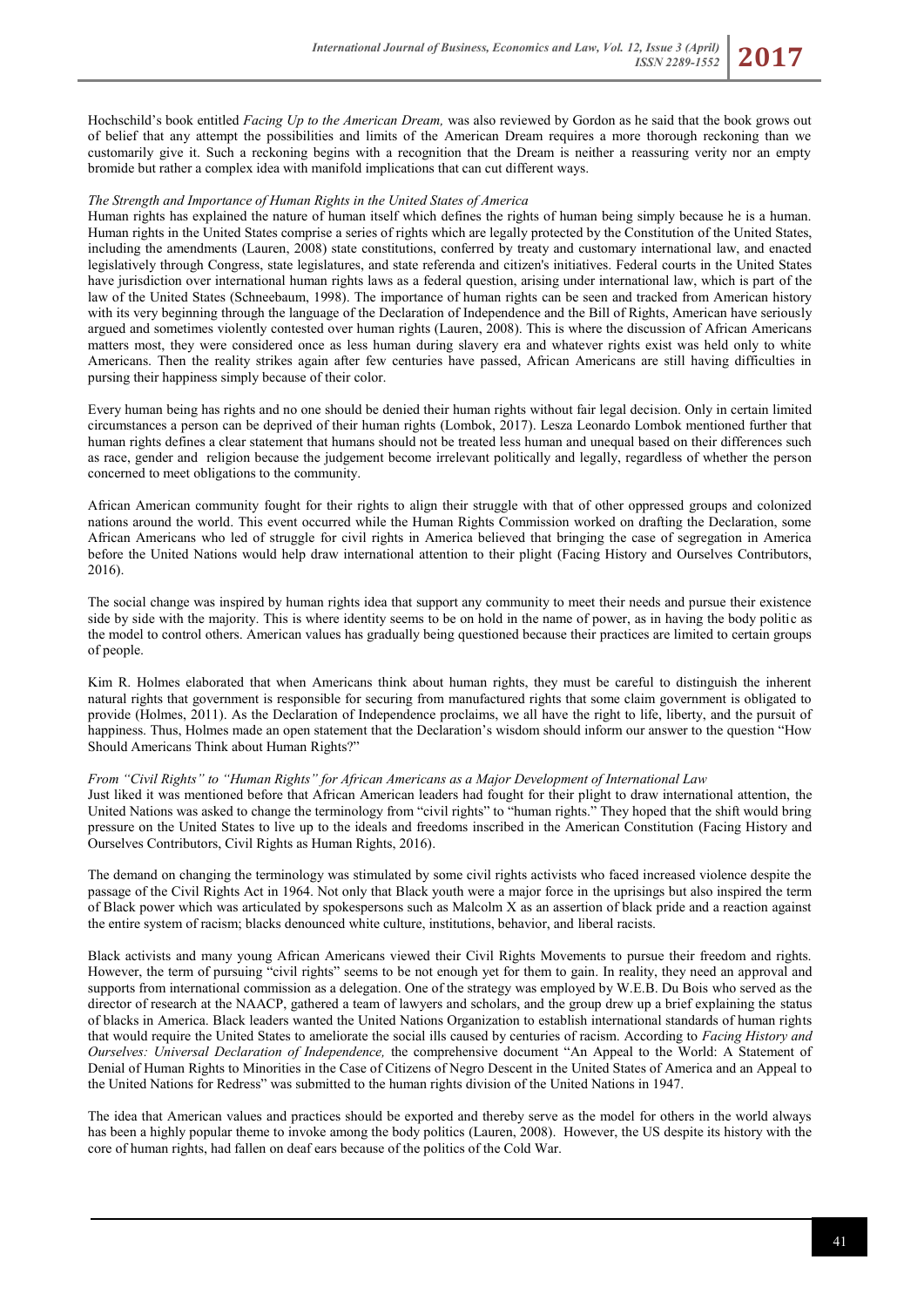Hochschild's book entitled *Facing Up to the American Dream,* was also reviewed by Gordon as he said that the book grows out of belief that any attempt the possibilities and limits of the American Dream requires a more thorough reckoning than we customarily give it. Such a reckoning begins with a recognition that the Dream is neither a reassuring verity nor an empty bromide but rather a complex idea with manifold implications that can cut different ways.

*The Strength and Importance of Human Rights in the United States of America*

Human rights has explained the nature of human itself which defines the rights of human being simply because he is a human. Human rights in the United States comprise a series of rights which are legally protected by the Constitution of the United States, including the amendments (Lauren, 2008) state constitutions, conferred by treaty and customary international law, and enacted legislatively through Congress, state legislatures, and state referenda and citizen's initiatives. Federal courts in the United States have jurisdiction over international human rights laws as a federal question, arising under international law, which is part of the law of the United States (Schneebaum, 1998). The importance of human rights can be seen and tracked from American history with its very beginning through the language of the Declaration of Independence and the Bill of Rights, American have seriously argued and sometimes violently contested over human rights (Lauren, 2008). This is where the discussion of African Americans matters most, they were considered once as less human during slavery era and whatever rights exist was held only to white Americans. Then the reality strikes again after few centuries have passed, African Americans are still having difficulties in pursing their happiness simply because of their color.

Every human being has rights and no one should be denied their human rights without fair legal decision. Only in certain limited circumstances a person can be deprived of their human rights (Lombok, 2017). Lesza Leonardo Lombok mentioned further that human rights defines a clear statement that humans should not be treated less human and unequal based on their differences such as race, gender and religion because the judgement become irrelevant politically and legally, regardless of whether the person concerned to meet obligations to the community.

African American community fought for their rights to align their struggle with that of other oppressed groups and colonized nations around the world. This event occurred while the Human Rights Commission worked on drafting the Declaration, some African Americans who led of struggle for civil rights in America believed that bringing the case of segregation in America before the United Nations would help draw international attention to their plight (Facing History and Ourselves Contributors, 2016).

The social change was inspired by human rights idea that support any community to meet their needs and pursue their existence side by side with the majority. This is where identity seems to be on hold in the name of power, as in having the body politic as the model to control others. American values has gradually being questioned because their practices are limited to certain groups of people.

Kim R. Holmes elaborated that when Americans think about human rights, they must be careful to distinguish the inherent natural rights that government is responsible for securing from manufactured rights that some claim government is obligated to provide (Holmes, 2011). As the Declaration of Independence proclaims, we all have the right to life, liberty, and the pursuit of happiness. Thus, Holmes made an open statement that the Declaration's wisdom should inform our answer to the question "How Should Americans Think about Human Rights?"

*From "Civil Rights" to "Human Rights" for African Americans as a Major Development of International Law*

Just liked it was mentioned before that African American leaders had fought for their plight to draw international attention, the United Nations was asked to change the terminology from "civil rights" to "human rights." They hoped that the shift would bring pressure on the United States to live up to the ideals and freedoms inscribed in the American Constitution (Facing History and Ourselves Contributors, Civil Rights as Human Rights, 2016).

The demand on changing the terminology was stimulated by some civil rights activists who faced increased violence despite the passage of the Civil Rights Act in 1964. Not only that Black youth were a major force in the uprisings but also inspired the term of Black power which was articulated by spokespersons such as Malcolm X as an assertion of black pride and a reaction against the entire system of racism; blacks denounced white culture, institutions, behavior, and liberal racists.

Black activists and many young African Americans viewed their Civil Rights Movements to pursue their freedom and rights. However, the term of pursuing "civil rights" seems to be not enough yet for them to gain. In reality, they need an approval and supports from international commission as a delegation. One of the strategy was employed by W.E.B. Du Bois who served as the director of research at the NAACP, gathered a team of lawyers and scholars, and the group drew up a brief explaining the status of blacks in America. Black leaders wanted the United Nations Organization to establish international standards of human rights that would require the United States to ameliorate the social ills caused by centuries of racism. According to *Facing History and Ourselves: Universal Declaration of Independence,* the comprehensive document "An Appeal to the World: A Statement of Denial of Human Rights to Minorities in the Case of Citizens of Negro Descent in the United States of America and an Appeal to the United Nations for Redress" was submitted to the human rights division of the United Nations in 1947.

The idea that American values and practices should be exported and thereby serve as the model for others in the world always has been a highly popular theme to invoke among the body politics (Lauren, 2008). However, the US despite its history with the core of human rights, had fallen on deaf ears because of the politics of the Cold War.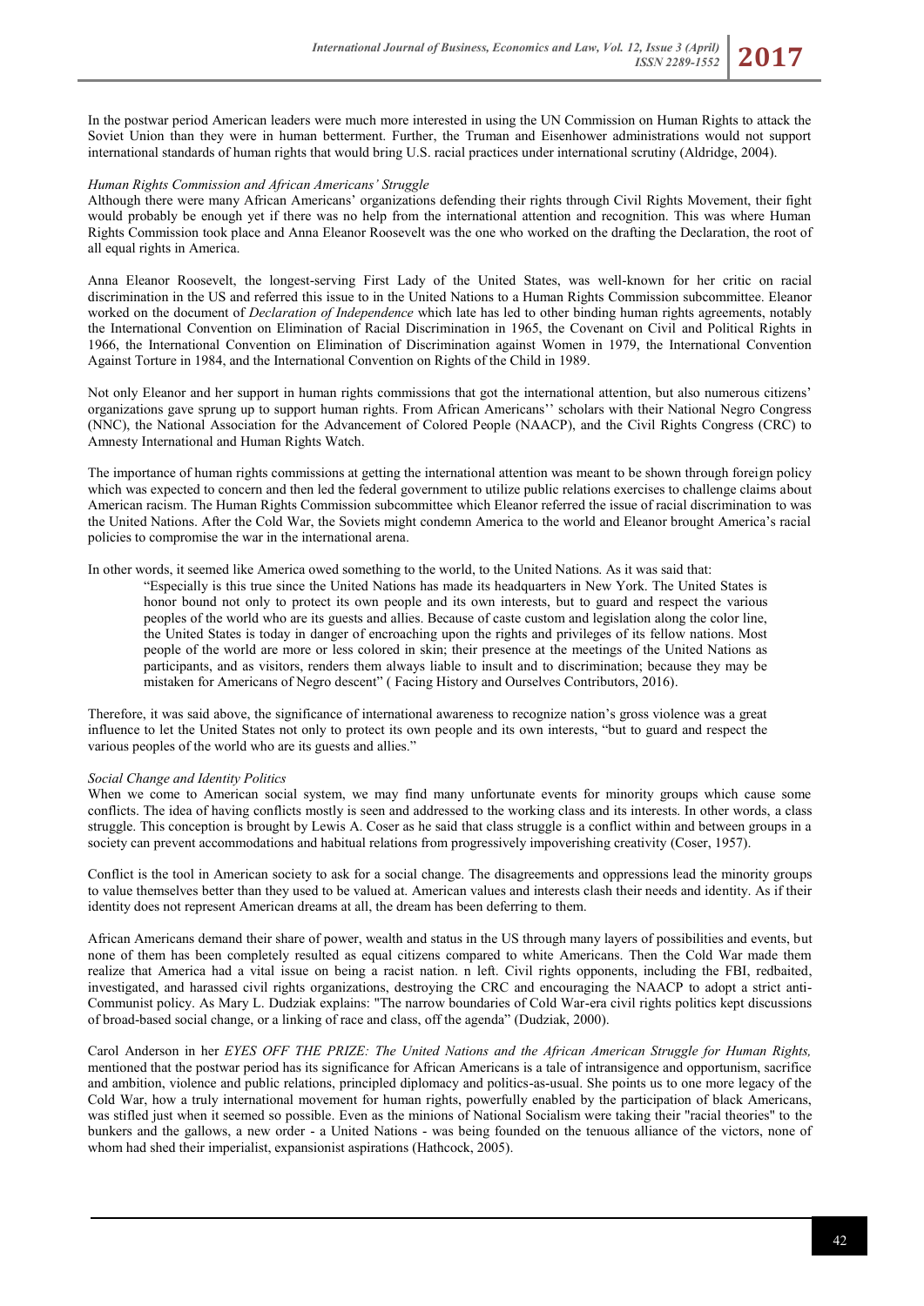In the postwar period American leaders were much more interested in using the UN Commission on Human Rights to attack the Soviet Union than they were in human betterment. Further, the Truman and Eisenhower administrations would not support international standards of human rights that would bring U.S. racial practices under international scrutiny (Aldridge, 2004).

*Human Rights Commission and African Americans' Struggle*

Although there were many African Americans' organizations defending their rights through Civil Rights Movement, their fight would probably be enough yet if there was no help from the international attention and recognition. This was where Human Rights Commission took place and Anna Eleanor Roosevelt was the one who worked on the drafting the Declaration, the root of all equal rights in America.

Anna Eleanor Roosevelt, the longest-serving First Lady of the United States, was well-known for her critic on racial discrimination in the US and referred this issue to in the United Nations to a Human Rights Commission subcommittee. Eleanor worked on the document of *Declaration of Independence* which late has led to other binding human rights agreements, notably the International Convention on Elimination of Racial Discrimination in 1965, the Covenant on Civil and Political Rights in 1966, the International Convention on Elimination of Discrimination against Women in 1979, the International Convention Against Torture in 1984, and the International Convention on Rights of the Child in 1989.

Not only Eleanor and her support in human rights commissions that got the international attention, but also numerous citizens' organizations gave sprung up to support human rights. From African Americans'' scholars with their National Negro Congress (NNC), the National Association for the Advancement of Colored People (NAACP), and the Civil Rights Congress (CRC) to Amnesty International and Human Rights Watch.

The importance of human rights commissions at getting the international attention was meant to be shown through foreign policy which was expected to concern and then led the federal government to utilize public relations exercises to challenge claims about American racism. The Human Rights Commission subcommittee which Eleanor referred the issue of racial discrimination to was the United Nations. After the Cold War, the Soviets might condemn America to the world and Eleanor brought America's racial policies to compromise the war in the international arena.

In other words, it seemed like America owed something to the world, to the United Nations. As it was said that:

> "Especially is this true since the United Nations has made its headquarters in New York. The United States is honor bound not only to protect its own people and its own interests, but to guard and respect the various peoples of the world who are its guests and allies. Because of caste custom and legislation along the color line, the United States is today in danger of encroaching upon the rights and privileges of its fellow nations. Most people of the world are more or less colored in skin; their presence at the meetings of the United Nations as participants, and as visitors, renders them always liable to insult and to discrimination; because they may be mistaken for Americans of Negro descent" ( Facing History and Ourselves Contributors, 2016).

Therefore, it was said above, the significance of international awareness to recognize nation's gross violence was a great influence to let the United States not only to protect its own people and its own interests, "but to guard and respect the various peoples of the world who are its guests and allies."

*Social Change and Identity Politics*

When we come to American social system, we may find many unfortunate events for minority groups which cause some conflicts. The idea of having conflicts mostly is seen and addressed to the working class and its interests. In other words, a class struggle. This conception is brought by Lewis A. Coser as he said that class struggle is a conflict within and between groups in a society can prevent accommodations and habitual relations from progressively impoverishing creativity (Coser, 1957).

Conflict is the tool in American society to ask for a social change. The disagreements and oppressions lead the minority groups to value themselves better than they used to be valued at. American values and interests clash their needs and identity. As if their identity does not represent American dreams at all, the dream has been deferring to them.

African Americans demand their share of power, wealth and status in the US through many layers of possibilities and events, but none of them has been completely resulted as equal citizens compared to white Americans. Then the Cold War made them realize that America had a vital issue on being a racist nation. n left. Civil rights opponents, including the FBI, redbaited, investigated, and harassed civil rights organizations, destroying the CRC and encouraging the NAACP to adopt a strict anti-Communist policy. As Mary L. Dudziak explains: "The narrow boundaries of Cold War-era civil rights politics kept discussions of broad-based social change, or a linking of race and class, off the agenda" (Dudziak, 2000).

Carol Anderson in her *EYES OFF THE PRIZE: The United Nations and the African American Struggle for Human Rights,* mentioned that the postwar period has its significance for African Americans is a tale of intransigence and opportunism, sacrifice and ambition, violence and public relations, principled diplomacy and politics-as-usual. She points us to one more legacy of the Cold War, how a truly international movement for human rights, powerfully enabled by the participation of black Americans, was stifled just when it seemed so possible. Even as the minions of National Socialism were taking their "racial theories" to the bunkers and the gallows, a new order - a United Nations - was being founded on the tenuous alliance of the victors, none of whom had shed their imperialist, expansionist aspirations (Hathcock, 2005).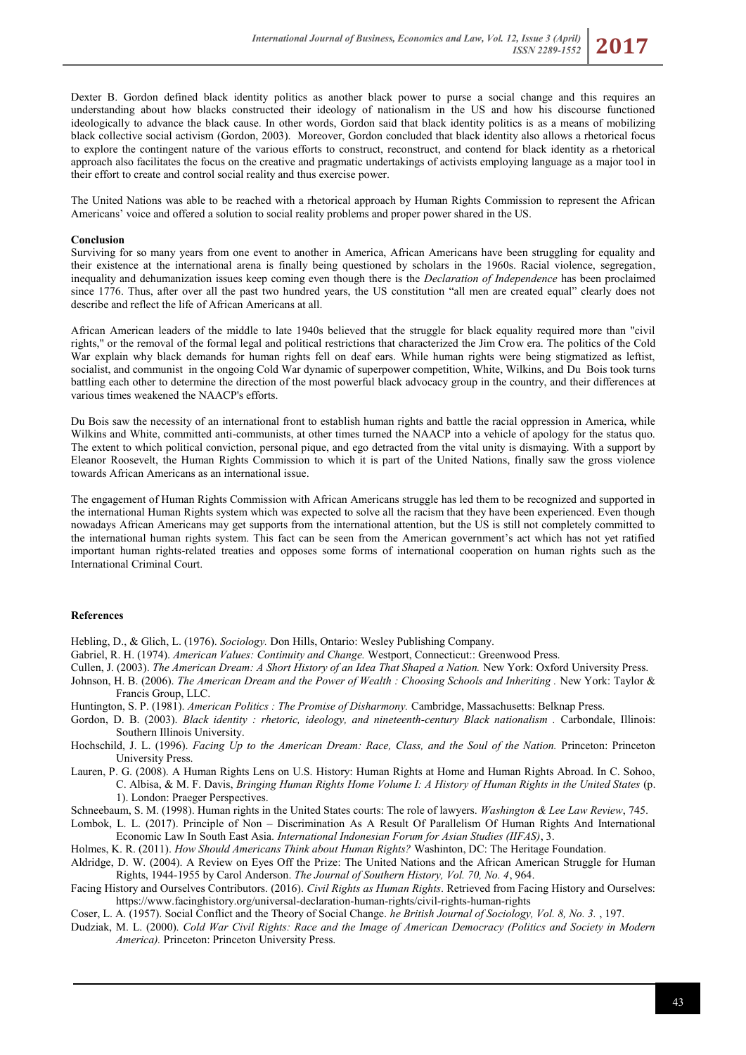Dexter B. Gordon defined black identity politics as another black power to purse a social change and this requires an understanding about how blacks constructed their ideology of nationalism in the US and how his discourse functioned ideologically to advance the black cause. In other words, Gordon said that black identity politics is as a means of mobilizing black collective social activism (Gordon, 2003). Moreover, Gordon concluded that black identity also allows a rhetorical focus to explore the contingent nature of the various efforts to construct, reconstruct, and contend for black identity as a rhetorical approach also facilitates the focus on the creative and pragmatic undertakings of activists employing language as a major tool in their effort to create and control social reality and thus exercise power.

The United Nations was able to be reached with a rhetorical approach by Human Rights Commission to represent the African Americans' voice and offered a solution to social reality problems and proper power shared in the US.

**Conclusion**

Surviving for so many years from one event to another in America, African Americans have been struggling for equality and their existence at the international arena is finally being questioned by scholars in the 1960s. Racial violence, segregation, inequality and dehumanization issues keep coming even though there is the *Declaration of Independence* has been proclaimed since 1776. Thus, after over all the past two hundred years, the US constitution "all men are created equal" clearly does not describe and reflect the life of African Americans at all.

African American leaders of the middle to late 1940s believed that the struggle for black equality required more than "civil rights," or the removal of the formal legal and political restrictions that characterized the Jim Crow era. The politics of the Cold War explain why black demands for human rights fell on deaf ears. While human rights were being stigmatized as leftist, socialist, and communist in the ongoing Cold War dynamic of superpower competition, White, Wilkins, and Du Bois took turns battling each other to determine the direction of the most powerful black advocacy group in the country, and their differences at various times weakened the NAACP's efforts.

Du Bois saw the necessity of an international front to establish human rights and battle the racial oppression in America, while Wilkins and White, committed anti-communists, at other times turned the NAACP into a vehicle of apology for the status quo. The extent to which political conviction, personal pique, and ego detracted from the vital unity is dismaying. With a support by Eleanor Roosevelt, the Human Rights Commission to which it is part of the United Nations, finally saw the gross violence towards African Americans as an international issue.

The engagement of Human Rights Commission with African Americans struggle has led them to be recognized and supported in the international Human Rights system which was expected to solve all the racism that they have been experienced. Even though nowadays African Americans may get supports from the international attention, but the US is still not completely committed to the international human rights system. This fact can be seen from the American government's act which has not yet ratified important human rights-related treaties and opposes some forms of international cooperation on human rights such as the International Criminal Court.

**References**

Hebling, D., & Glich, L. (1976). *Sociology.* Don Hills, Ontario: Wesley Publishing Company.

Gabriel, R. H. (1974). *American Values: Continuity and Change.* Westport, Connecticut:: Greenwood Press.

Cullen, J. (2003). *The American Dream: A Short History of an Idea That Shaped a Nation.* New York: Oxford University Press.

Johnson, H. B. (2006). *The American Dream and the Power of Wealth : Choosing Schools and Inheriting .* New York: Taylor & Francis Group, LLC.

Huntington, S. P. (1981). *American Politics : The Promise of Disharmony.* Cambridge, Massachusetts: Belknap Press.

Gordon, D. B. (2003). *Black identity : rhetoric, ideology, and nineteenth-century Black nationalism .* Carbondale, Illinois: Southern Illinois University.

Hochschild, J. L. (1996). *Facing Up to the American Dream: Race, Class, and the Soul of the Nation.* Princeton: Princeton University Press.

Lauren, P. G. (2008). A Human Rights Lens on U.S. History: Human Rights at Home and Human Rights Abroad. In C. Sohoo, C. Albisa, & M. F. Davis, *Bringing Human Rights Home Volume I: A History of Human Rights in the United States* (p. 1). London: Praeger Perspectives.

Schneebaum, S. M. (1998). Human rights in the United States courts: The role of lawyers. *Washington & Lee Law Review*, 745.

Lombok, L. L. (2017). Principle of Non – Discrimination As A Result Of Parallelism Of Human Rights And International Economic Law In South East Asia. *International Indonesian Forum for Asian Studies (IIFAS)*, 3.

Holmes, K. R. (2011). *How Should Americans Think about Human Rights?* Washinton, DC: The Heritage Foundation.

Aldridge, D. W. (2004). A Review on Eyes Off the Prize: The United Nations and the African American Struggle for Human Rights, 1944-1955 by Carol Anderson. *The Journal of Southern History, Vol. 70, No. 4*, 964.

Facing History and Ourselves Contributors. (2016). *Civil Rights as Human Rights*. Retrieved from Facing History and Ourselves: https://www.facinghistory.org/universal-declaration-human-rights/civil-rights-human-rights

Coser, L. A. (1957). Social Conflict and the Theory of Social Change. *he British Journal of Sociology, Vol. 8, No. 3.* , 197.

Dudziak, M. L. (2000). *Cold War Civil Rights: Race and the Image of American Democracy (Politics and Society in Modern America).* Princeton: Princeton University Press.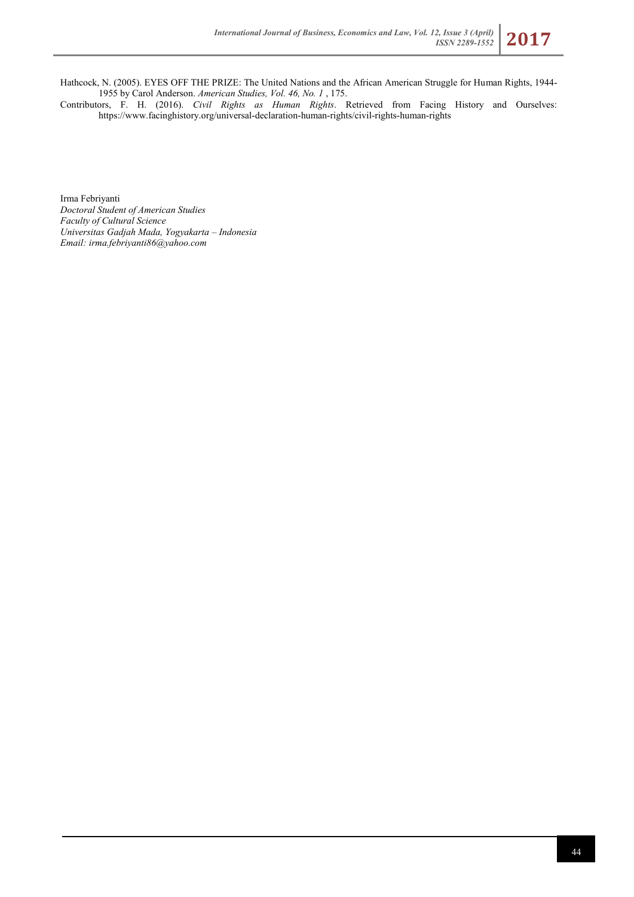Hathcock, N. (2005). EYES OFF THE PRIZE: The United Nations and the African American Struggle for Human Rights, 1944-1955 by Carol Anderson. *American Studies, Vol. 46, No. 1* , 175.

Contributors, F. H. (2016). *Civil Rights as Human Rights*. Retrieved from Facing History and Ourselves: https://www.facinghistory.org/universal-declaration-human-rights/civil-rights-human-rights

Irma Febriyanti
*Doctoral Student of American Studies*
*Faculty of Cultural Science*
*Universitas Gadjah Mada, Yogyakarta – Indonesia*
*Email: irma.febriyanti86@yahoo.com*